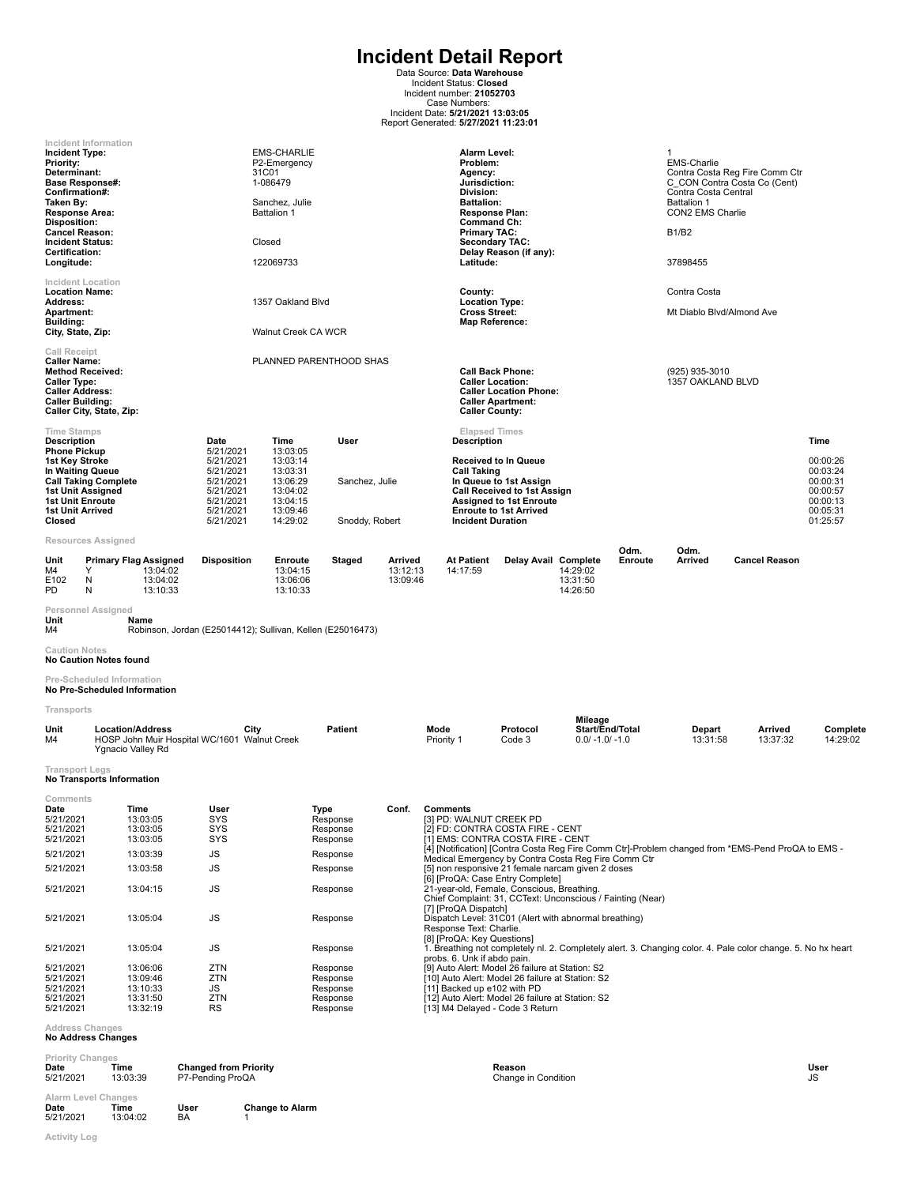# Incident Detail Report

Data Source: **Data Warehouse**
Incident Status: **Closed**
Incident number: **21052703**
Case Numbers:
Incident Date: **5/21/2021 13:03:05**
Report Generated: **5/27/2021 11:23:01**

### Incident Information

| | | | |
|---|---|---|---|
| **Incident Type:** | EMS-CHARLIE | **Alarm Level:** | 1 |
| **Priority:** | P2-Emergency | **Problem:** | EMS-Charlie |
| **Determinant:** | 31C01 | **Agency:** | Contra Costa Reg Fire Comm Ctr |
| **Base Response#:** | 1-086479 | **Jurisdiction:** | C_CON Contra Costa Co (Cent) |
| **Confirmation#:** | | **Division:** | Contra Costa Central |
| **Taken By:** | Sanchez, Julie | **Battalion:** | Battalion 1 |
| **Response Area:** | Battalion 1 | **Response Plan:** | CON2 EMS Charlie |
| **Disposition:** | | **Command Ch:** | |
| **Cancel Reason:** | | **Primary TAC:** | B1/B2 |
| **Incident Status:** | Closed | **Secondary TAC:** | |
| **Certification:** | | **Delay Reason (if any):** | |
| **Longitude:** | 122069733 | **Latitude:** | 37898455 |

### Incident Location

| | | | |
|---|---|---|---|
| **Location Name:** | | **County:** | Contra Costa |
| **Address:** | 1357 Oakland Blvd | **Location Type:** | |
| **Apartment:** | | **Cross Street:** | Mt Diablo Blvd/Almond Ave |
| **Building:** | | **Map Reference:** | |
| **City, State, Zip:** | Walnut Creek CA WCR | | |

### Call Receipt

| | | | |
|---|---|---|---|
| **Caller Name:** | PLANNED PARENTHOOD SHAS | | |
| **Method Received:** | | **Call Back Phone:** | (925) 935-3010 |
| **Caller Type:** | | **Caller Location:** | 1357 OAKLAND BLVD |
| **Caller Address:** | | **Caller Location Phone:** | |
| **Caller Building:** | | **Caller Apartment:** | |
| **Caller City, State, Zip:** | | **Caller County:** | |

### Time Stamps

| Description | Date | Time | User |
|---|---|---|---|
| Phone Pickup | 5/21/2021 | 13:03:05 | |
| 1st Key Stroke | 5/21/2021 | 13:03:14 | |
| In Waiting Queue | 5/21/2021 | 13:03:31 | |
| Call Taking Complete | 5/21/2021 | 13:06:29 | Sanchez, Julie |
| 1st Unit Assigned | 5/21/2021 | 13:04:02 | |
| 1st Unit Enroute | 5/21/2021 | 13:04:15 | |
| 1st Unit Arrived | 5/21/2021 | 13:09:46 | |
| Closed | 5/21/2021 | 14:29:02 | Snoddy, Robert |

### Elapsed Times

| Description | Time |
|---|---|
| Received to In Queue | 00:00:26 |
| Call Taking | 00:03:24 |
| In Queue to 1st Assign | 00:00:31 |
| Call Received to 1st Assign | 00:00:57 |
| Assigned to 1st Enroute | 00:00:13 |
| Enroute to 1st Arrived | 00:05:31 |
| Incident Duration | 01:25:57 |

### Resources Assigned

| Unit | Primary Flag | Assigned | Disposition | Enroute | Staged | Arrived | At Patient | Delay Avail | Complete | Odm. Enroute | Odm. Arrived | Cancel Reason |
|---|---|---|---|---|---|---|---|---|---|---|---|---|
| M4 | Y | 13:04:02 | | 13:04:15 | | 13:12:13 | 14:17:59 | | 14:29:02 | | | |
| E102 | N | 13:04:02 | | 13:06:06 | | 13:09:46 | | | 13:31:50 | | | |
| PD | N | 13:10:33 | | 13:10:33 | | | | | 14:26:50 | | | |

### Personnel Assigned

| Unit | Name |
|---|---|
| M4 | Robinson, Jordan (E25014412); Sullivan, Kellen (E25016473) |

### Caution Notes

**No Caution Notes found**

### Pre-Scheduled Information

**No Pre-Scheduled Information**

### Transports

| Unit | Location/Address | City | Patient | Mode | Protocol | Mileage Start/End/Total | Depart | Arrived | Complete |
|---|---|---|---|---|---|---|---|---|---|
| M4 | HOSP John Muir Hospital WC/1601 Ygnacio Valley Rd | Walnut Creek | | Priority 1 | Code 3 | 0.0/ -1.0/ -1.0 | 13:31:58 | 13:37:32 | 14:29:02 |

### Transport Legs

**No Transports Information**

### Comments

| Date | Time | User | Type | Conf. | Comments |
|---|---|---|---|---|---|
| 5/21/2021 | 13:03:05 | SYS | Response | | [3] PD: WALNUT CREEK PD |
| 5/21/2021 | 13:03:05 | SYS | Response | | [2] FD: CONTRA COSTA FIRE - CENT |
| 5/21/2021 | 13:03:05 | SYS | Response | | [1] EMS: CONTRA COSTA FIRE - CENT |
| 5/21/2021 | 13:03:39 | JS | Response | | [4] [Notification] [Contra Costa Reg Fire Comm Ctr]-Problem changed from *EMS-Pend ProQA to EMS - Medical Emergency by Contra Costa Reg Fire Comm Ctr |
| 5/21/2021 | 13:03:58 | JS | Response | | [5] non responsive 21 female narcam given 2 doses |
| 5/21/2021 | 13:04:15 | JS | Response | | [6] [ProQA: Case Entry Complete] 21-year-old, Female, Conscious, Breathing. Chief Complaint: 31, CCText: Unconscious / Fainting (Near) |
| 5/21/2021 | 13:05:04 | JS | Response | | [7] [ProQA Dispatch] Dispatch Level: 31C01 (Alert with abnormal breathing) Response Text: Charlie. |
| 5/21/2021 | 13:05:04 | JS | Response | | [8] [ProQA: Key Questions] 1. Breathing not completely nl. 2. Completely alert. 3. Changing color. 4. Pale color change. 5. No hx heart probs. 6. Unk if abdo pain. |
| 5/21/2021 | 13:06:06 | ZTN | Response | | [9] Auto Alert: Model 26 failure at Station: S2 |
| 5/21/2021 | 13:09:46 | ZTN | Response | | [10] Auto Alert: Model 26 failure at Station: S2 |
| 5/21/2021 | 13:10:33 | JS | Response | | [11] Backed up e102 with PD |
| 5/21/2021 | 13:31:50 | ZTN | Response | | [12] Auto Alert: Model 26 failure at Station: S2 |
| 5/21/2021 | 13:32:19 | RS | Response | | [13] M4 Delayed - Code 3 Return |

### Address Changes

**No Address Changes**

### Priority Changes

| Date | Time | Changed from Priority | Reason | User |
|---|---|---|---|---|
| 5/21/2021 | 13:03:39 | P7-Pending ProQA | Change in Condition | JS |

### Alarm Level Changes

| Date | Time | User | Change to Alarm |
|---|---|---|---|
| 5/21/2021 | 13:04:02 | BA | 1 |

### Activity Log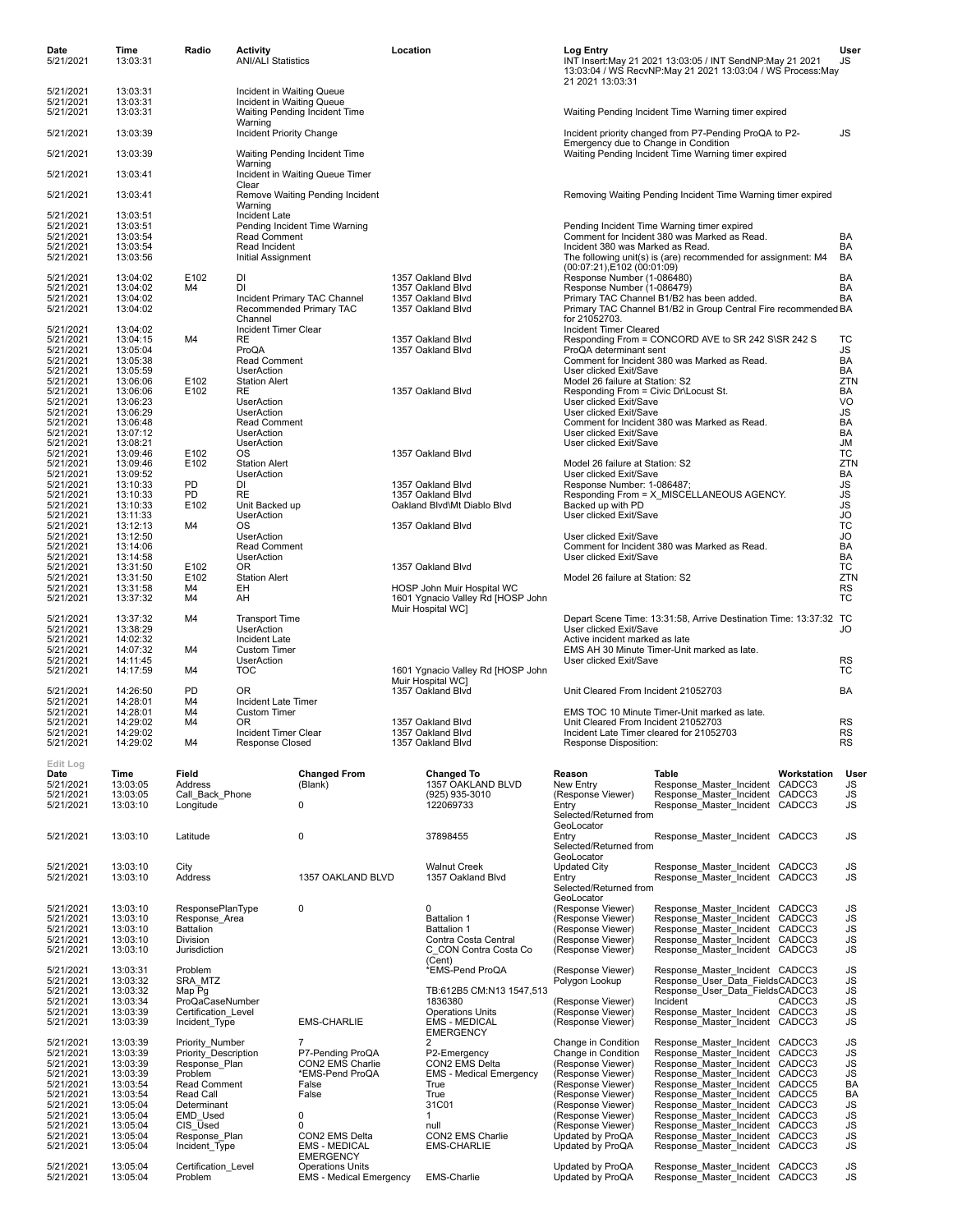| Date | Time | Radio | Activity | Location | Log Entry | User |
|---|---|---|---|---|---|---|
| 5/21/2021 | 13:03:31 | | ANI/ALI Statistics | | INT Insert:May 21 2021 13:03:05 / INT SendNP:May 21 2021 13:03:04 / WS RecvNP:May 21 2021 13:03:04 / WS Process:May 21 2021 13:03:31 | JS |
| 5/21/2021 | 13:03:31 | | Incident in Waiting Queue | | | |
| 5/21/2021 | 13:03:31 | | Incident in Waiting Queue | | | |
| 5/21/2021 | 13:03:31 | | Waiting Pending Incident Time Warning | | Waiting Pending Incident Time Warning timer expired | |
| 5/21/2021 | 13:03:39 | | Incident Priority Change | | Incident priority changed from P7-Pending ProQA to P2-Emergency due to Change in Condition | JS |
| 5/21/2021 | 13:03:39 | | Waiting Pending Incident Time Warning | | Waiting Pending Incident Time Warning timer expired | |
| 5/21/2021 | 13:03:41 | | Incident in Waiting Queue Timer Clear | | | |
| 5/21/2021 | 13:03:41 | | Remove Waiting Pending Incident Warning | | Removing Waiting Pending Incident Time Warning timer expired | |
| 5/21/2021 | 13:03:51 | | Incident Late | | | |
| 5/21/2021 | 13:03:51 | | Pending Incident Time Warning | | Pending Incident Time Warning timer expired | |
| 5/21/2021 | 13:03:54 | | Read Comment | | Comment for Incident 380 was Marked as Read. | BA |
| 5/21/2021 | 13:03:54 | | Read Incident | | Incident 380 was Marked as Read. | BA |
| 5/21/2021 | 13:03:56 | | Initial Assignment | | The following unit(s) is (are) recommended for assignment: M4 (00:07:21),E102 (00:01:09) | BA |
| 5/21/2021 | 13:04:02 | E102 | DI | 1357 Oakland Blvd | Response Number (1-086480) | BA |
| 5/21/2021 | 13:04:02 | M4 | DI | 1357 Oakland Blvd | Response Number (1-086479) | BA |
| 5/21/2021 | 13:04:02 | | Incident Primary TAC Channel | 1357 Oakland Blvd | Primary TAC Channel B1/B2 has been added. | BA |
| 5/21/2021 | 13:04:02 | | Recommended Primary TAC Channel | 1357 Oakland Blvd | Primary TAC Channel B1/B2 in Group Central Fire recommended for 21052703. | BA |
| 5/21/2021 | 13:04:02 | | Incident Timer Clear | | Incident Timer Cleared | |
| 5/21/2021 | 13:04:15 | M4 | RE | 1357 Oakland Blvd | Responding From = CONCORD AVE to SR 242 S\SR 242 S | TC |
| 5/21/2021 | 13:05:04 | | ProQA | 1357 Oakland Blvd | ProQA determinant sent | JS |
| 5/21/2021 | 13:05:38 | | Read Comment | | Comment for Incident 380 was Marked as Read. | BA |
| 5/21/2021 | 13:05:59 | | UserAction | | User clicked Exit/Save | BA |
| 5/21/2021 | 13:06:06 | E102 | Station Alert | | Model 26 failure at Station: S2 | ZTN |
| 5/21/2021 | 13:06:06 | E102 | RE | 1357 Oakland Blvd | Responding From = Civic Dr\Locust St. | BA |
| 5/21/2021 | 13:06:23 | | UserAction | | User clicked Exit/Save | VO |
| 5/21/2021 | 13:06:29 | | UserAction | | User clicked Exit/Save | JS |
| 5/21/2021 | 13:06:48 | | Read Comment | | Comment for Incident 380 was Marked as Read. | BA |
| 5/21/2021 | 13:07:12 | | UserAction | | User clicked Exit/Save | BA |
| 5/21/2021 | 13:08:21 | | UserAction | | User clicked Exit/Save | JM |
| 5/21/2021 | 13:09:46 | E102 | OS | 1357 Oakland Blvd | | TC |
| 5/21/2021 | 13:09:46 | E102 | Station Alert | | Model 26 failure at Station: S2 | ZTN |
| 5/21/2021 | 13:09:52 | | UserAction | | User clicked Exit/Save | BA |
| 5/21/2021 | 13:10:33 | PD | DI | 1357 Oakland Blvd | Response Number: 1-086487; | JS |
| 5/21/2021 | 13:10:33 | PD | RE | 1357 Oakland Blvd | Responding From = X_MISCELLANEOUS AGENCY. | JS |
| 5/21/2021 | 13:10:33 | E102 | Unit Backed up | Oakland Blvd\Mt Diablo Blvd | Backed up with PD | JS |
| 5/21/2021 | 13:11:33 | | UserAction | | User clicked Exit/Save | JO |
| 5/21/2021 | 13:12:13 | M4 | OS | 1357 Oakland Blvd | | TC |
| 5/21/2021 | 13:12:50 | | UserAction | | User clicked Exit/Save | JO |
| 5/21/2021 | 13:14:06 | | Read Comment | | Comment for Incident 380 was Marked as Read. | BA |
| 5/21/2021 | 13:14:58 | | UserAction | | User clicked Exit/Save | BA |
| 5/21/2021 | 13:31:50 | E102 | OR | 1357 Oakland Blvd | | TC |
| 5/21/2021 | 13:31:50 | E102 | Station Alert | | Model 26 failure at Station: S2 | ZTN |
| 5/21/2021 | 13:31:58 | M4 | EH | HOSP John Muir Hospital WC | | RS |
| 5/21/2021 | 13:37:32 | M4 | AH | 1601 Ygnacio Valley Rd [HOSP John Muir Hospital WC] | | TC |
| 5/21/2021 | 13:37:32 | M4 | Transport Time | | Depart Scene Time: 13:31:58, Arrive Destination Time: 13:37:32 | TC |
| 5/21/2021 | 13:38:29 | | UserAction | | User clicked Exit/Save | JO |
| 5/21/2021 | 14:02:32 | | Incident Late | | Active incident marked as late | |
| 5/21/2021 | 14:07:32 | M4 | Custom Timer | | EMS AH 30 Minute Timer-Unit marked as late. | |
| 5/21/2021 | 14:11:45 | | UserAction | | User clicked Exit/Save | RS |
| 5/21/2021 | 14:17:59 | M4 | TOC | 1601 Ygnacio Valley Rd [HOSP John Muir Hospital WC] | | TC |
| 5/21/2021 | 14:26:50 | PD | OR | 1357 Oakland Blvd | Unit Cleared From Incident 21052703 | BA |
| 5/21/2021 | 14:28:01 | M4 | Incident Late Timer | | | |
| 5/21/2021 | 14:28:01 | M4 | Custom Timer | | EMS TOC 10 Minute Timer-Unit marked as late. | |
| 5/21/2021 | 14:29:02 | M4 | OR | 1357 Oakland Blvd | Unit Cleared From Incident 21052703 | RS |
| 5/21/2021 | 14:29:02 | | Incident Timer Clear | 1357 Oakland Blvd | Incident Late Timer cleared for 21052703 | RS |
| 5/21/2021 | 14:29:02 | M4 | Response Closed | 1357 Oakland Blvd | Response Disposition: | RS |

## Edit Log

| Date | Time | Field | Changed From | Changed To | Reason | Table | Workstation | User |
|---|---|---|---|---|---|---|---|---|
| 5/21/2021 | 13:03:05 | Address | (Blank) | 1357 OAKLAND BLVD | New Entry | Response_Master_Incident | CADCC3 | JS |
| 5/21/2021 | 13:03:05 | Call_Back_Phone | | (925) 935-3010 | (Response Viewer) | Response_Master_Incident | CADCC3 | JS |
| 5/21/2021 | 13:03:10 | Longitude | 0 | 122069733 | Entry Selected/Returned from GeoLocator | Response_Master_Incident | CADCC3 | JS |
| 5/21/2021 | 13:03:10 | Latitude | 0 | 37898455 | Entry Selected/Returned from GeoLocator | Response_Master_Incident | CADCC3 | JS |
| 5/21/2021 | 13:03:10 | City | | Walnut Creek | Updated City | Response_Master_Incident | CADCC3 | JS |
| 5/21/2021 | 13:03:10 | Address | 1357 OAKLAND BLVD | 1357 Oakland Blvd | Entry Selected/Returned from GeoLocator | Response_Master_Incident | CADCC3 | JS |
| 5/21/2021 | 13:03:10 | ResponsePlanType | 0 | 0 | (Response Viewer) | Response_Master_Incident | CADCC3 | JS |
| 5/21/2021 | 13:03:10 | Response_Area | | Battalion 1 | (Response Viewer) | Response_Master_Incident | CADCC3 | JS |
| 5/21/2021 | 13:03:10 | Battalion | | Battalion 1 | (Response Viewer) | Response_Master_Incident | CADCC3 | JS |
| 5/21/2021 | 13:03:10 | Division | | Contra Costa Central | (Response Viewer) | Response_Master_Incident | CADCC3 | JS |
| 5/21/2021 | 13:03:10 | Jurisdiction | | C_CON Contra Costa Co (Cent) | (Response Viewer) | Response_Master_Incident | CADCC3 | JS |
| 5/21/2021 | 13:03:31 | Problem | | *EMS-Pend ProQA | (Response Viewer) | Response_Master_Incident | CADCC3 | JS |
| 5/21/2021 | 13:03:32 | SRA_MTZ | | | Polygon Lookup | Response_User_Data_Fields | CADCC3 | JS |
| 5/21/2021 | 13:03:32 | Map Pg | | TB:612B5 CM:N13 1547,513 | | Response_User_Data_Fields | CADCC3 | JS |
| 5/21/2021 | 13:03:34 | ProQaCaseNumber | | 1836380 | (Response Viewer) | Incident | CADCC3 | JS |
| 5/21/2021 | 13:03:39 | Certification_Level | | Operations Units | (Response Viewer) | Response_Master_Incident | CADCC3 | JS |
| 5/21/2021 | 13:03:39 | Incident_Type | EMS-CHARLIE | EMS - MEDICAL EMERGENCY | (Response Viewer) | Response_Master_Incident | CADCC3 | JS |
| 5/21/2021 | 13:03:39 | Priority_Number | 7 | 2 | Change in Condition | Response_Master_Incident | CADCC3 | JS |
| 5/21/2021 | 13:03:39 | Priority_Description | P7-Pending ProQA | P2-Emergency | Change in Condition | Response_Master_Incident | CADCC3 | JS |
| 5/21/2021 | 13:03:39 | Response_Plan | CON2 EMS Charlie | CON2 EMS Delta | (Response Viewer) | Response_Master_Incident | CADCC3 | JS |
| 5/21/2021 | 13:03:39 | Problem | *EMS-Pend ProQA | EMS - Medical Emergency | (Response Viewer) | Response_Master_Incident | CADCC3 | JS |
| 5/21/2021 | 13:03:54 | Read Comment | False | True | (Response Viewer) | Response_Master_Incident | CADCC5 | BA |
| 5/21/2021 | 13:03:54 | Read Call | False | True | (Response Viewer) | Response_Master_Incident | CADCC5 | BA |
| 5/21/2021 | 13:05:04 | Determinant | | 31C01 | (Response Viewer) | Response_Master_Incident | CADCC3 | JS |
| 5/21/2021 | 13:05:04 | EMD_Used | 0 | 1 | (Response Viewer) | Response_Master_Incident | CADCC3 | JS |
| 5/21/2021 | 13:05:04 | CIS_Used | 0 | null | (Response Viewer) | Response_Master_Incident | CADCC3 | JS |
| 5/21/2021 | 13:05:04 | Response_Plan | CON2 EMS Delta | CON2 EMS Charlie | Updated by ProQA | Response_Master_Incident | CADCC3 | JS |
| 5/21/2021 | 13:05:04 | Incident_Type | EMS - MEDICAL EMERGENCY | EMS-CHARLIE | Updated by ProQA | Response_Master_Incident | CADCC3 | JS |
| 5/21/2021 | 13:05:04 | Certification_Level | Operations Units | | Updated by ProQA | Response_Master_Incident | CADCC3 | JS |
| 5/21/2021 | 13:05:04 | Problem | EMS - Medical Emergency | EMS-Charlie | Updated by ProQA | Response_Master_Incident | CADCC3 | JS |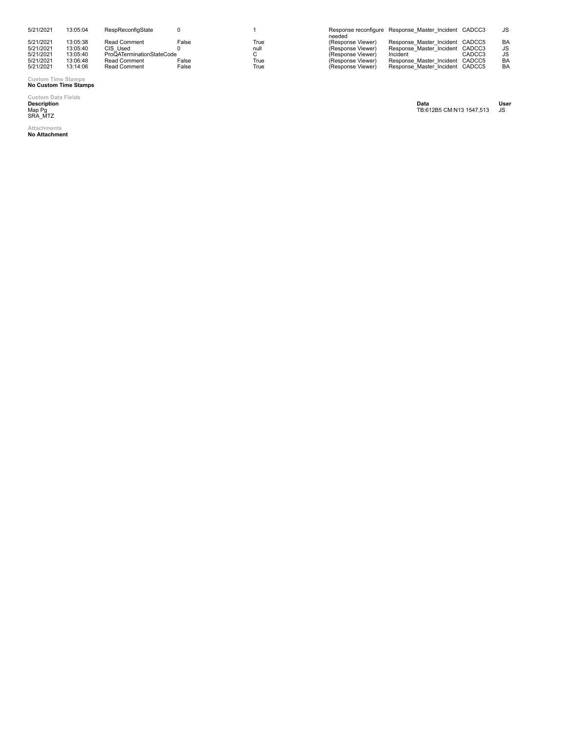| | | | | | | | | |
|---|---|---|---|---|---|---|---|---|
| 5/21/2021 | 13:05:04 | RespReconfigState | 0 | 1 | Response reconfigure needed | Response_Master_Incident | CADCC3 | JS |
| 5/21/2021 | 13:05:38 | Read Comment | False | True | (Response Viewer) | Response_Master_Incident | CADCC5 | BA |
| 5/21/2021 | 13:05:40 | CIS_Used | 0 | null | (Response Viewer) | Response_Master_Incident | CADCC3 | JS |
| 5/21/2021 | 13:05:40 | ProQATerminationStateCode | | C | (Response Viewer) | Incident | CADCC3 | JS |
| 5/21/2021 | 13:06:48 | Read Comment | False | True | (Response Viewer) | Response_Master_Incident | CADCC5 | BA |
| 5/21/2021 | 13:14:06 | Read Comment | False | True | (Response Viewer) | Response_Master_Incident | CADCC5 | BA |

Custom Time Stamps

**No Custom Time Stamps**

Custom Data Fields

| Description | Data | User |
|---|---|---|
| Map Pg | TB:612B5 CM:N13 1547,513 | JS |
| SRA_MTZ | | |

Attachments

**No Attachment**